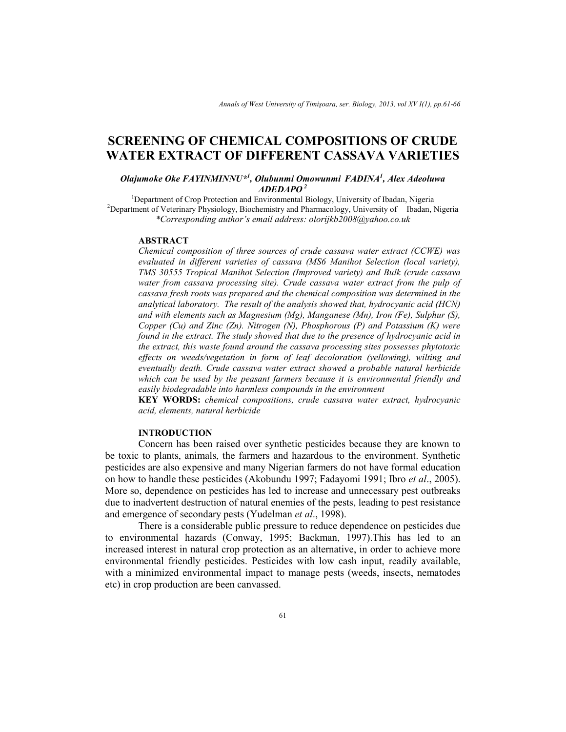# SCREENING OF CHEMICAL COMPOSITIONS OF CRUDE WATER EXTRACT OF DIFFERENT CASSAVA VARIETIES

***Olajumoke Oke FAYINMINNU*[1], Olubunmi Omowunmi FADINA[1], Alex Adeoluwa ADEDAPO[2]***

[1]Department of Crop Protection and Environmental Biology, University of Ibadan, Nigeria
[2]Department of Veterinary Physiology, Biochemistry and Pharmacology, University of Ibadan, Nigeria
*\*Corresponding author's email address: olorijkb2008@yahoo.co.uk*

## ABSTRACT

*Chemical composition of three sources of crude cassava water extract (CCWE) was evaluated in different varieties of cassava (MS6 Manihot Selection (local variety), TMS 30555 Tropical Manihot Selection (Improved variety) and Bulk (crude cassava water from cassava processing site). Crude cassava water extract from the pulp of cassava fresh roots was prepared and the chemical composition was determined in the analytical laboratory. The result of the analysis showed that, hydrocyanic acid (HCN) and with elements such as Magnesium (Mg), Manganese (Mn), Iron (Fe), Sulphur (S), Copper (Cu) and Zinc (Zn). Nitrogen (N), Phosphorous (P) and Potassium (K) were found in the extract. The study showed that due to the presence of hydrocyanic acid in the extract, this waste found around the cassava processing sites possesses phytotoxic effects on weeds/vegetation in form of leaf decoloration (yellowing), wilting and eventually death. Crude cassava water extract showed a probable natural herbicide which can be used by the peasant farmers because it is environmental friendly and easily biodegradable into harmless compounds in the environment*

**KEY WORDS:** *chemical compositions, crude cassava water extract, hydrocyanic acid, elements, natural herbicide*

## INTRODUCTION

Concern has been raised over synthetic pesticides because they are known to be toxic to plants, animals, the farmers and hazardous to the environment. Synthetic pesticides are also expensive and many Nigerian farmers do not have formal education on how to handle these pesticides (Akobundu 1997; Fadayomi 1991; Ibro *et al*., 2005). More so, dependence on pesticides has led to increase and unnecessary pest outbreaks due to inadvertent destruction of natural enemies of the pests, leading to pest resistance and emergence of secondary pests (Yudelman *et al*., 1998).

There is a considerable public pressure to reduce dependence on pesticides due to environmental hazards (Conway, 1995; Backman, 1997).This has led to an increased interest in natural crop protection as an alternative, in order to achieve more environmental friendly pesticides. Pesticides with low cash input, readily available, with a minimized environmental impact to manage pests (weeds, insects, nematodes etc) in crop production are been canvassed.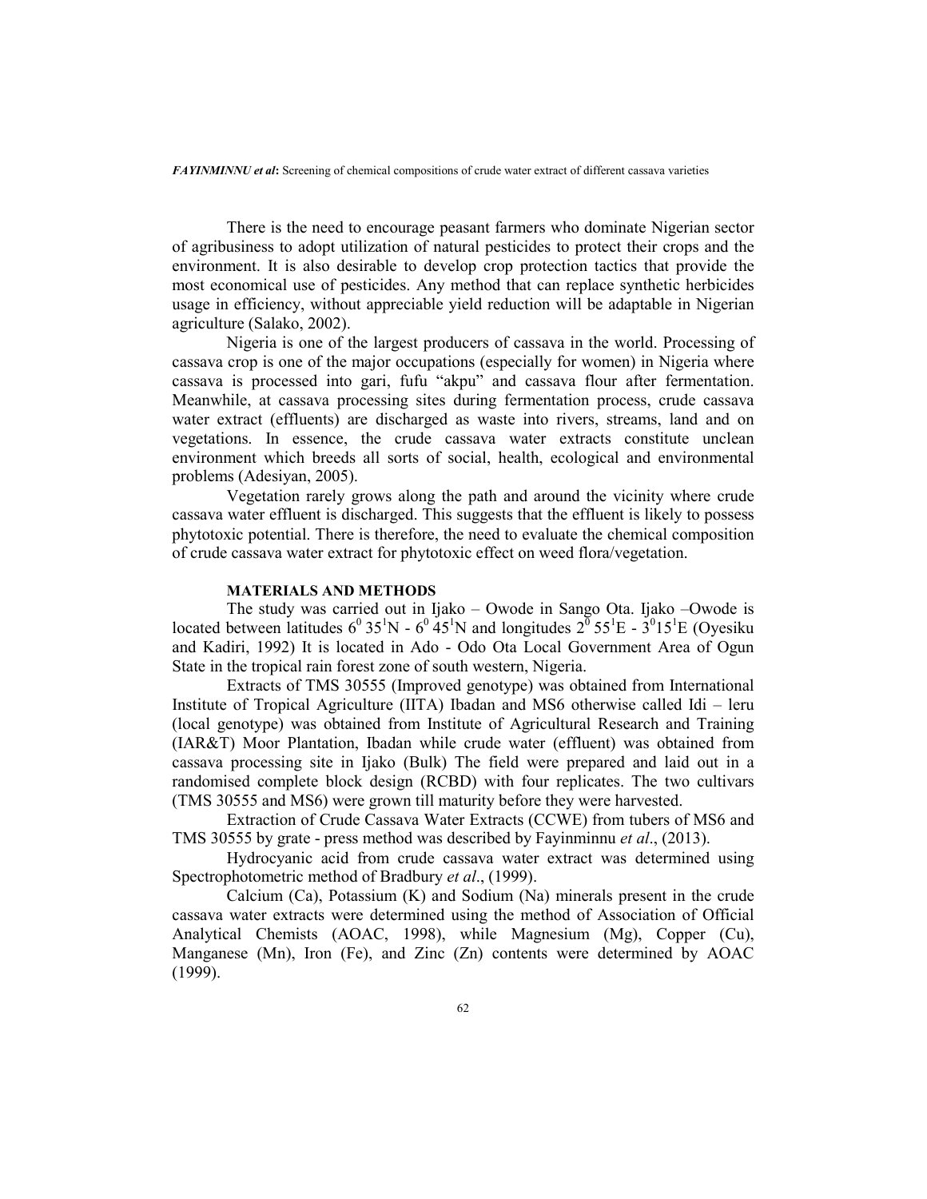There is the need to encourage peasant farmers who dominate Nigerian sector of agribusiness to adopt utilization of natural pesticides to protect their crops and the environment. It is also desirable to develop crop protection tactics that provide the most economical use of pesticides. Any method that can replace synthetic herbicides usage in efficiency, without appreciable yield reduction will be adaptable in Nigerian agriculture (Salako, 2002).

Nigeria is one of the largest producers of cassava in the world. Processing of cassava crop is one of the major occupations (especially for women) in Nigeria where cassava is processed into gari, fufu "akpu" and cassava flour after fermentation. Meanwhile, at cassava processing sites during fermentation process, crude cassava water extract (effluents) are discharged as waste into rivers, streams, land and on vegetations. In essence, the crude cassava water extracts constitute unclean environment which breeds all sorts of social, health, ecological and environmental problems (Adesiyan, 2005).

Vegetation rarely grows along the path and around the vicinity where crude cassava water effluent is discharged. This suggests that the effluent is likely to possess phytotoxic potential. There is therefore, the need to evaluate the chemical composition of crude cassava water extract for phytotoxic effect on weed flora/vegetation.

## MATERIALS AND METHODS

The study was carried out in Ijako – Owode in Sango Ota. Ijako –Owode is located between latitudes $6^0\,35^1$N - $6^0\,45^1$N and longitudes $2^0\,55^1$E - $3^0 15^1$E (Oyesiku and Kadiri, 1992) It is located in Ado - Odo Ota Local Government Area of Ogun State in the tropical rain forest zone of south western, Nigeria.

Extracts of TMS 30555 (Improved genotype) was obtained from International Institute of Tropical Agriculture (IITA) Ibadan and MS6 otherwise called Idi – leru (local genotype) was obtained from Institute of Agricultural Research and Training (IAR&T) Moor Plantation, Ibadan while crude water (effluent) was obtained from cassava processing site in Ijako (Bulk) The field were prepared and laid out in a randomised complete block design (RCBD) with four replicates. The two cultivars (TMS 30555 and MS6) were grown till maturity before they were harvested.

Extraction of Crude Cassava Water Extracts (CCWE) from tubers of MS6 and TMS 30555 by grate - press method was described by Fayinminnu *et al*., (2013).

Hydrocyanic acid from crude cassava water extract was determined using Spectrophotometric method of Bradbury *et al*., (1999).

Calcium (Ca), Potassium (K) and Sodium (Na) minerals present in the crude cassava water extracts were determined using the method of Association of Official Analytical Chemists (AOAC, 1998), while Magnesium (Mg), Copper (Cu), Manganese (Mn), Iron (Fe), and Zinc (Zn) contents were determined by AOAC (1999).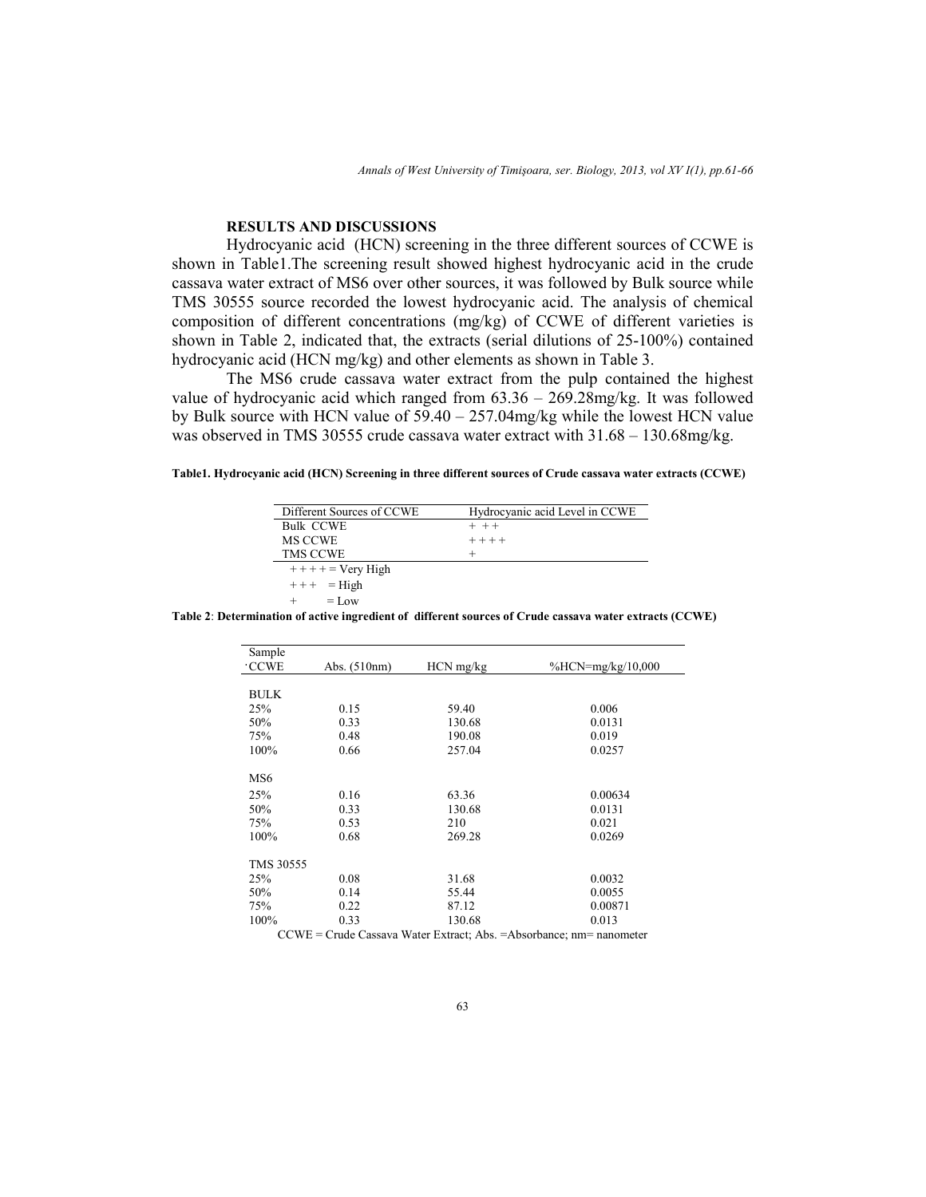## RESULTS AND DISCUSSIONS

Hydrocyanic acid (HCN) screening in the three different sources of CCWE is shown in Table1.The screening result showed highest hydrocyanic acid in the crude cassava water extract of MS6 over other sources, it was followed by Bulk source while TMS 30555 source recorded the lowest hydrocyanic acid. The analysis of chemical composition of different concentrations (mg/kg) of CCWE of different varieties is shown in Table 2, indicated that, the extracts (serial dilutions of 25-100%) contained hydrocyanic acid (HCN mg/kg) and other elements as shown in Table 3.

The MS6 crude cassava water extract from the pulp contained the highest value of hydrocyanic acid which ranged from 63.36 – 269.28mg/kg. It was followed by Bulk source with HCN value of 59.40 – 257.04mg/kg while the lowest HCN value was observed in TMS 30555 crude cassava water extract with 31.68 – 130.68mg/kg.

**Table1. Hydrocyanic acid (HCN) Screening in three different sources of Crude cassava water extracts (CCWE)**

| Different Sources of CCWE | Hydrocyanic acid Level in CCWE |
|---|---|
| Bulk CCWE | + ++ |
| MS CCWE | ++++ |
| TMS CCWE | + |

++++ = Very High
+++ = High
+ = Low

**Table 2**: **Determination of active ingredient of different sources of Crude cassava water extracts (CCWE)**

| Sample CCWE | Abs. (510nm) | HCN mg/kg | %HCN=mg/kg/10,000 |
|---|---|---|---|
| BULK | | | |
| 25% | 0.15 | 59.40 | 0.006 |
| 50% | 0.33 | 130.68 | 0.0131 |
| 75% | 0.48 | 190.08 | 0.019 |
| 100% | 0.66 | 257.04 | 0.0257 |
| MS6 | | | |
| 25% | 0.16 | 63.36 | 0.00634 |
| 50% | 0.33 | 130.68 | 0.0131 |
| 75% | 0.53 | 210 | 0.021 |
| 100% | 0.68 | 269.28 | 0.0269 |
| TMS 30555 | | | |
| 25% | 0.08 | 31.68 | 0.0032 |
| 50% | 0.14 | 55.44 | 0.0055 |
| 75% | 0.22 | 87.12 | 0.00871 |
| 100% | 0.33 | 130.68 | 0.013 |

CCWE = Crude Cassava Water Extract; Abs. =Absorbance; nm= nanometer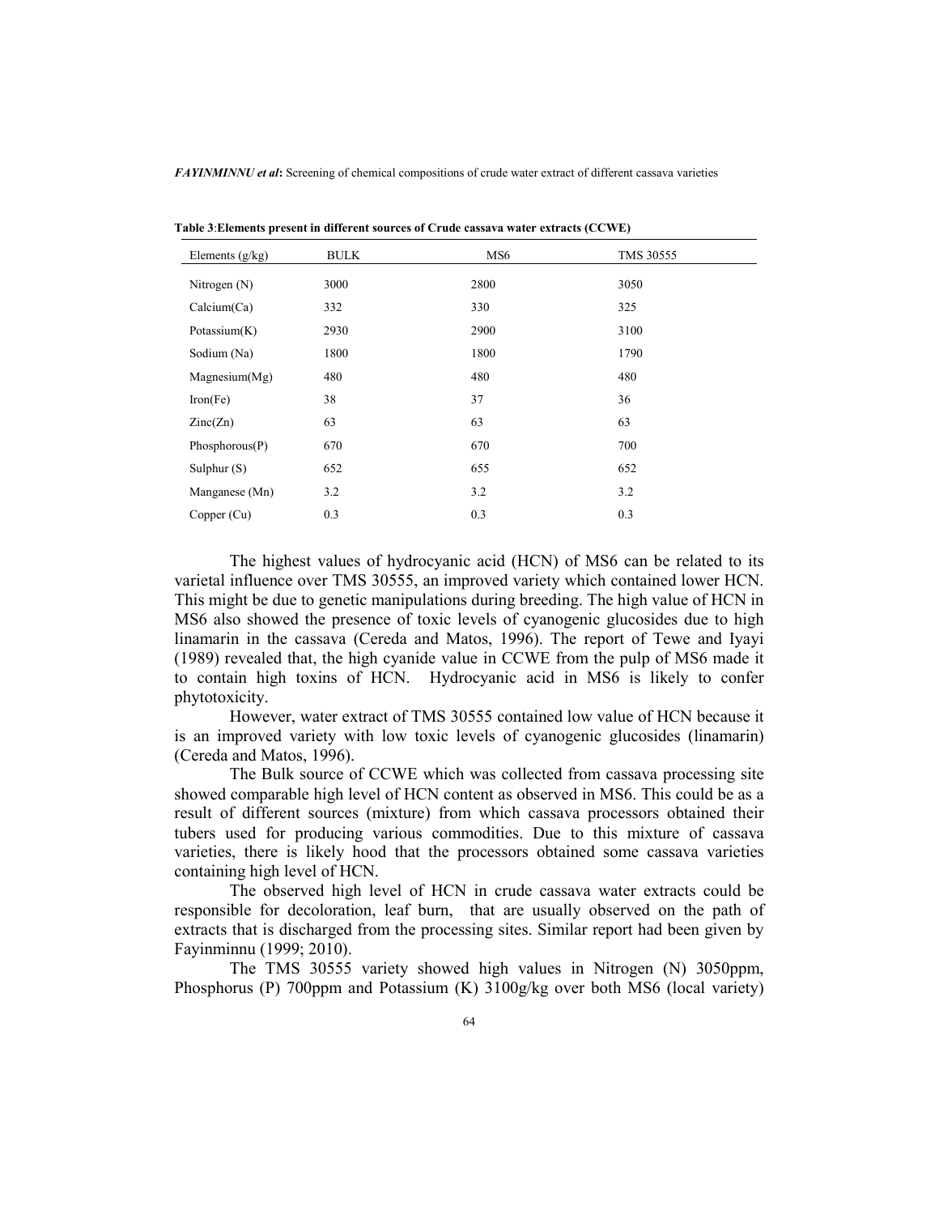**Table 3**:**Elements present in different sources of Crude cassava water extracts (CCWE)**

| Elements (g/kg) | BULK | MS6 | TMS 30555 |
|---|---|---|---|
| Nitrogen (N) | 3000 | 2800 | 3050 |
| Calcium(Ca) | 332 | 330 | 325 |
| Potassium(K) | 2930 | 2900 | 3100 |
| Sodium (Na) | 1800 | 1800 | 1790 |
| Magnesium(Mg) | 480 | 480 | 480 |
| Iron(Fe) | 38 | 37 | 36 |
| Zinc(Zn) | 63 | 63 | 63 |
| Phosphorous(P) | 670 | 670 | 700 |
| Sulphur (S) | 652 | 655 | 652 |
| Manganese (Mn) | 3.2 | 3.2 | 3.2 |
| Copper (Cu) | 0.3 | 0.3 | 0.3 |

The highest values of hydrocyanic acid (HCN) of MS6 can be related to its varietal influence over TMS 30555, an improved variety which contained lower HCN. This might be due to genetic manipulations during breeding. The high value of HCN in MS6 also showed the presence of toxic levels of cyanogenic glucosides due to high linamarin in the cassava (Cereda and Matos, 1996). The report of Tewe and Iyayi (1989) revealed that, the high cyanide value in CCWE from the pulp of MS6 made it to contain high toxins of HCN. Hydrocyanic acid in MS6 is likely to confer phytotoxicity.

However, water extract of TMS 30555 contained low value of HCN because it is an improved variety with low toxic levels of cyanogenic glucosides (linamarin) (Cereda and Matos, 1996).

The Bulk source of CCWE which was collected from cassava processing site showed comparable high level of HCN content as observed in MS6. This could be as a result of different sources (mixture) from which cassava processors obtained their tubers used for producing various commodities. Due to this mixture of cassava varieties, there is likely hood that the processors obtained some cassava varieties containing high level of HCN.

The observed high level of HCN in crude cassava water extracts could be responsible for decoloration, leaf burn, that are usually observed on the path of extracts that is discharged from the processing sites. Similar report had been given by Fayinminnu (1999; 2010).

The TMS 30555 variety showed high values in Nitrogen (N) 3050ppm, Phosphorus (P) 700ppm and Potassium (K) 3100g/kg over both MS6 (local variety)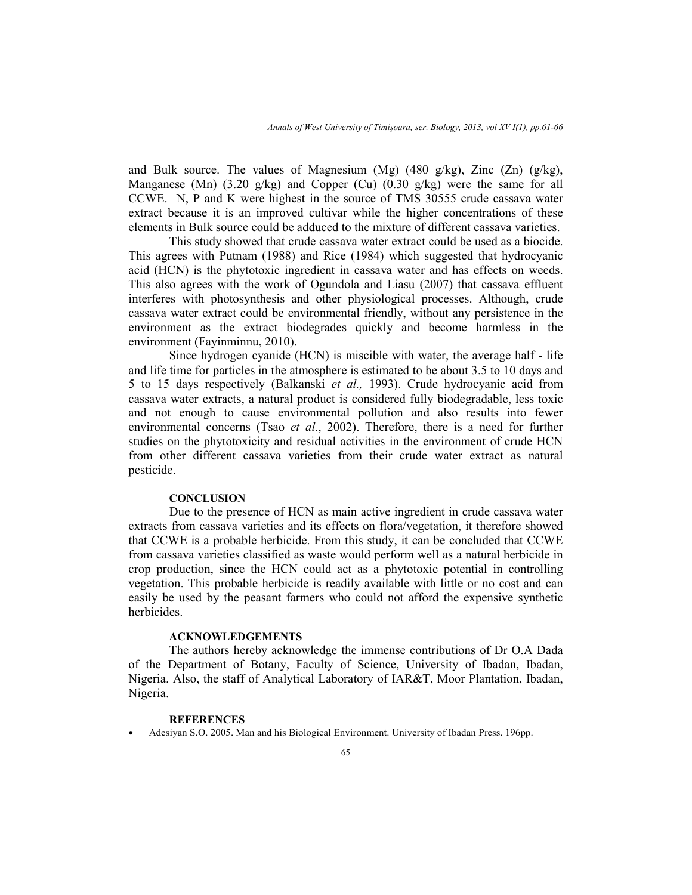and Bulk source. The values of Magnesium (Mg) (480 g/kg), Zinc (Zn) (g/kg), Manganese (Mn) (3.20 g/kg) and Copper (Cu) (0.30 g/kg) were the same for all CCWE. N, P and K were highest in the source of TMS 30555 crude cassava water extract because it is an improved cultivar while the higher concentrations of these elements in Bulk source could be adduced to the mixture of different cassava varieties.

This study showed that crude cassava water extract could be used as a biocide. This agrees with Putnam (1988) and Rice (1984) which suggested that hydrocyanic acid (HCN) is the phytotoxic ingredient in cassava water and has effects on weeds. This also agrees with the work of Ogundola and Liasu (2007) that cassava effluent interferes with photosynthesis and other physiological processes. Although, crude cassava water extract could be environmental friendly, without any persistence in the environment as the extract biodegrades quickly and become harmless in the environment (Fayinminnu, 2010).

Since hydrogen cyanide (HCN) is miscible with water, the average half - life and life time for particles in the atmosphere is estimated to be about 3.5 to 10 days and 5 to 15 days respectively (Balkanski *et al.,* 1993). Crude hydrocyanic acid from cassava water extracts, a natural product is considered fully biodegradable, less toxic and not enough to cause environmental pollution and also results into fewer environmental concerns (Tsao *et al*., 2002). Therefore, there is a need for further studies on the phytotoxicity and residual activities in the environment of crude HCN from other different cassava varieties from their crude water extract as natural pesticide.

## CONCLUSION

Due to the presence of HCN as main active ingredient in crude cassava water extracts from cassava varieties and its effects on flora/vegetation, it therefore showed that CCWE is a probable herbicide. From this study, it can be concluded that CCWE from cassava varieties classified as waste would perform well as a natural herbicide in crop production, since the HCN could act as a phytotoxic potential in controlling vegetation. This probable herbicide is readily available with little or no cost and can easily be used by the peasant farmers who could not afford the expensive synthetic herbicides.

## ACKNOWLEDGEMENTS

The authors hereby acknowledge the immense contributions of Dr O.A Dada of the Department of Botany, Faculty of Science, University of Ibadan, Ibadan, Nigeria. Also, the staff of Analytical Laboratory of IAR&T, Moor Plantation, Ibadan, Nigeria.

## REFERENCES

- Adesiyan S.O. 2005. Man and his Biological Environment. University of Ibadan Press. 196pp.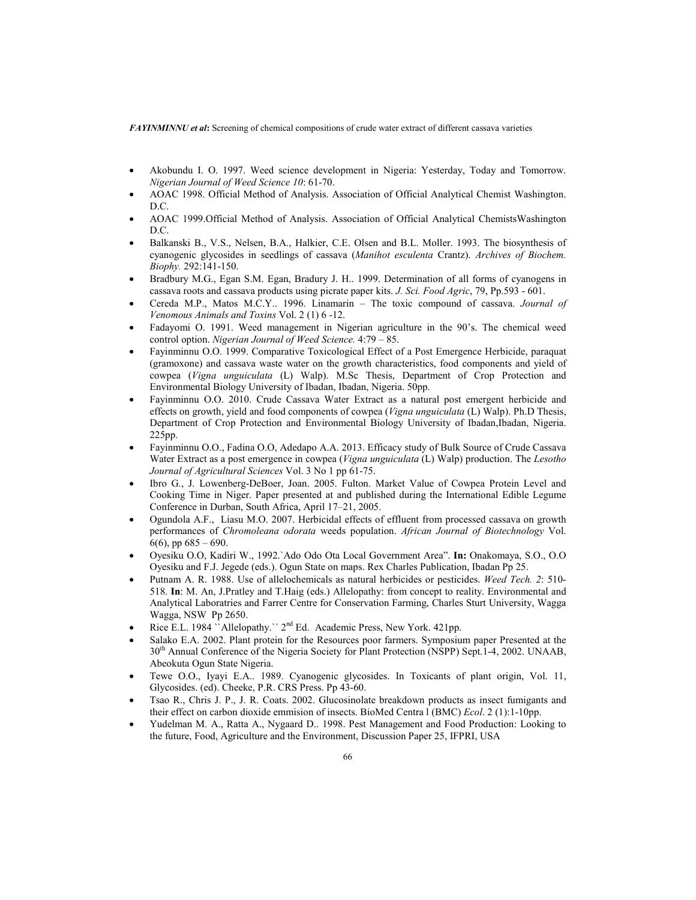- Akobundu I. O. 1997. Weed science development in Nigeria: Yesterday, Today and Tomorrow. *Nigerian Journal of Weed Science 10*: 61-70.
- AOAC 1998. Official Method of Analysis. Association of Official Analytical Chemist Washington. D.C.
- AOAC 1999.Official Method of Analysis. Association of Official Analytical ChemistsWashington D.C.
- Balkanski B., V.S., Nelsen, B.A., Halkier, C.E. Olsen and B.L. Moller. 1993. The biosynthesis of cyanogenic glycosides in seedlings of cassava (*Manihot esculenta* Crantz). *Archives of Biochem. Biophy.* 292:141-150.
- Bradbury M.G., Egan S.M. Egan, Bradury J. H.. 1999. Determination of all forms of cyanogens in cassava roots and cassava products using picrate paper kits. *J. Sci. Food Agric*, 79, Pp.593 - 601.
- Cereda M.P., Matos M.C.Y.. 1996. Linamarin – The toxic compound of cassava. *Journal of Venomous Animals and Toxins* Vol. 2 (1) 6 -12.
- Fadayomi O. 1991. Weed management in Nigerian agriculture in the 90's. The chemical weed control option. *Nigerian Journal of Weed Science.* 4:79 – 85.
- Fayinminnu O.O. 1999. Comparative Toxicological Effect of a Post Emergence Herbicide, paraquat (gramoxone) and cassava waste water on the growth characteristics, food components and yield of cowpea (*Vigna unguiculata* (L) Walp). M.Sc Thesis, Department of Crop Protection and Environmental Biology University of Ibadan, Ibadan, Nigeria. 50pp.
- Fayinminnu O.O. 2010. Crude Cassava Water Extract as a natural post emergent herbicide and effects on growth, yield and food components of cowpea (*Vigna unguiculata* (L) Walp). Ph.D Thesis, Department of Crop Protection and Environmental Biology University of Ibadan,Ibadan, Nigeria. 225pp.
- Fayinminnu O.O., Fadina O.O, Adedapo A.A. 2013. Efficacy study of Bulk Source of Crude Cassava Water Extract as a post emergence in cowpea (*Vigna unguiculata* (L) Walp) production. The *Lesotho Journal of Agricultural Sciences* Vol. 3 No 1 pp 61-75.
- Ibro G., J. Lowenberg-DeBoer, Joan. 2005. Fulton. Market Value of Cowpea Protein Level and Cooking Time in Niger. Paper presented at and published during the International Edible Legume Conference in Durban, South Africa, April 17–21, 2005.
- Ogundola A.F., Liasu M.O. 2007. Herbicidal effects of effluent from processed cassava on growth performances of *Chromoleana odorata* weeds population. *African Journal of Biotechnology* Vol. 6(6), pp 685 – 690.
- Oyesiku O.O, Kadiri W., 1992.`Ado Odo Ota Local Government Area". **In:** Onakomaya, S.O., O.O Oyesiku and F.J. Jegede (eds.). Ogun State on maps. Rex Charles Publication, Ibadan Pp 25.
- Putnam A. R. 1988. Use of allelochemicals as natural herbicides or pesticides. *Weed Tech. 2*: 510-518. **In**: M. An, J.Pratley and T.Haig (eds.) Allelopathy: from concept to reality. Environmental and Analytical Laboratries and Farrer Centre for Conservation Farming, Charles Sturt University, Wagga Wagga, NSW Pp 2650.
- Rice E.L. 1984 ``Allelopathy.`` 2nd Ed. Academic Press, New York. 421pp.
- Salako E.A. 2002. Plant protein for the Resources poor farmers. Symposium paper Presented at the 30th Annual Conference of the Nigeria Society for Plant Protection (NSPP) Sept.1-4, 2002. UNAAB, Abeokuta Ogun State Nigeria.
- Tewe O.O., Iyayi E.A.. 1989. Cyanogenic glycosides. In Toxicants of plant origin, Vol. 11, Glycosides. (ed). Cheeke, P.R. CRS Press. Pp 43-60.
- Tsao R., Chris J. P., J. R. Coats. 2002. Glucosinolate breakdown products as insect fumigants and their effect on carbon dioxide emmision of insects. BioMed Centra l (BMC) *Ecol*. 2 (1):1-10pp.
- Yudelman M. A., Ratta A., Nygaard D.. 1998. Pest Management and Food Production: Looking to the future, Food, Agriculture and the Environment, Discussion Paper 25, IFPRI, USA